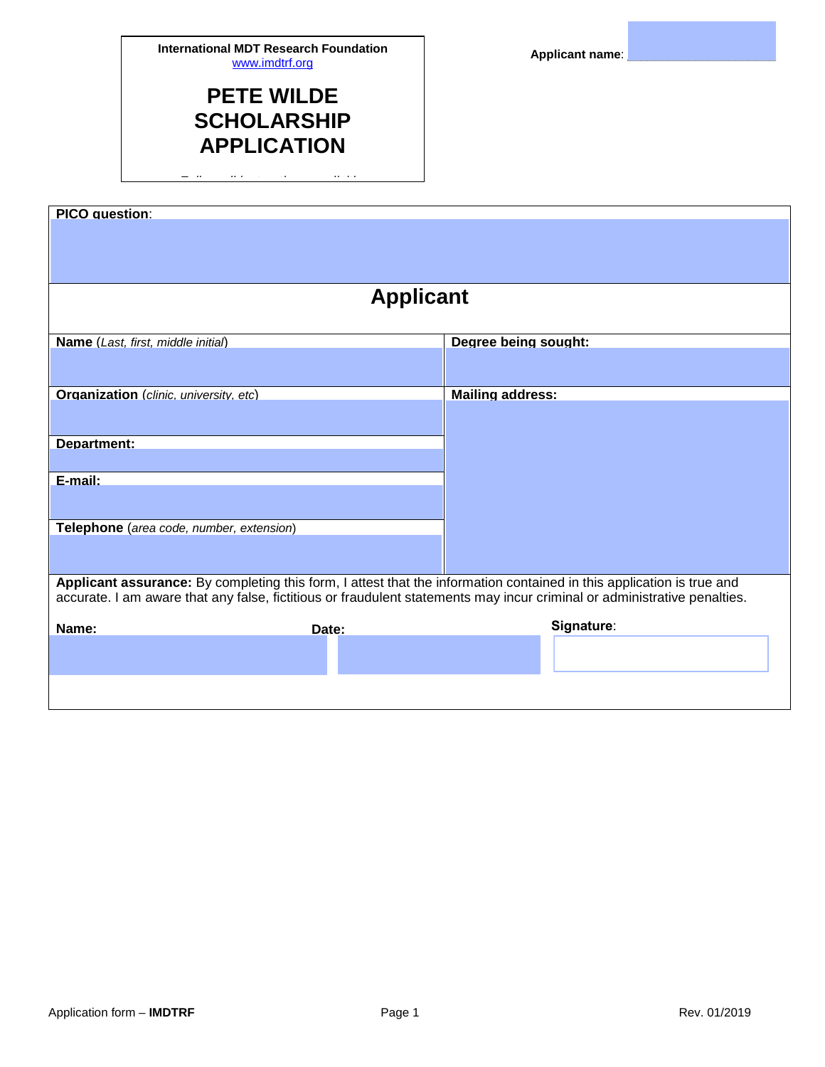International MDT Research Foundation
www.imdtrf.org

# PETE WILDE SCHOLARSHIP APPLICATION

**Applicant name**:

**PICO question**:

## Applicant

| **Name** (*Last, first, middle initial*) | **Degree being sought:** |
|---|---|
| | |
| **Organization** (*clinic, university, etc*) | **Mailing address:** |
| | |
| **Department:** | |
| | |
| **E-mail:** | |
| | |
| **Telephone** (*area code, number, extension*) | |
| | |

**Applicant assurance:** By completing this form, I attest that the information contained in this application is true and accurate. I am aware that any false, fictitious or fraudulent statements may incur criminal or administrative penalties.

| **Name:** | **Date:** | **Signature**: |
|---|---|---|
| | | |

Application form – **IMDTRF** Rev. 01/2019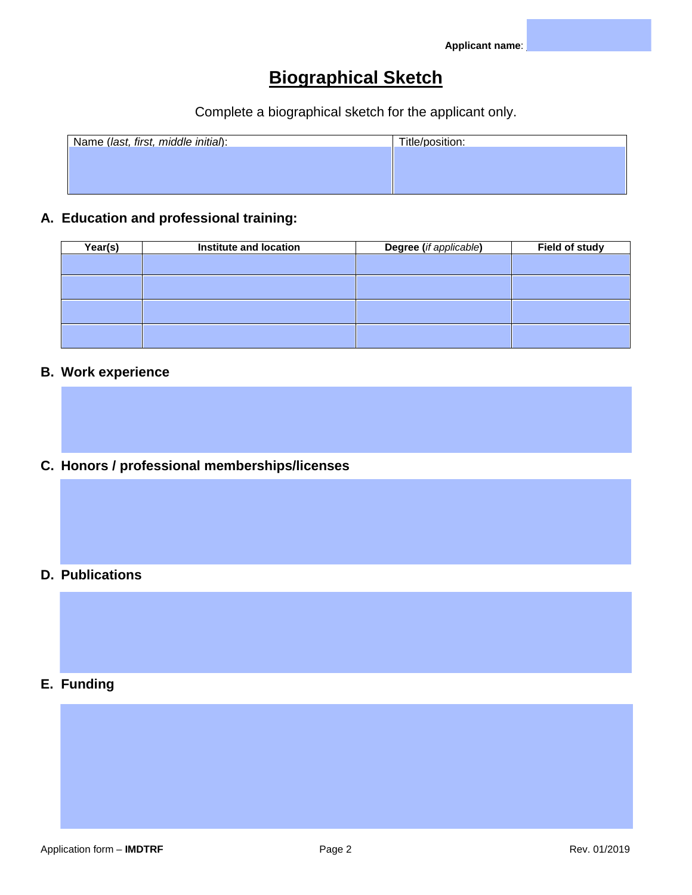Applicant name:

# Biographical Sketch

Complete a biographical sketch for the applicant only.

| Name (*last, first, middle initial*): | Title/position: |
|---|---|
| | |

## A. Education and professional training:

| Year(s) | Institute and location | Degree (*if applicable*) | Field of study |
|---|---|---|---|
| | | | |
| | | | |
| | | | |
| | | | |

## B. Work experience

## C. Honors / professional memberships/licenses

## D. Publications

## E. Funding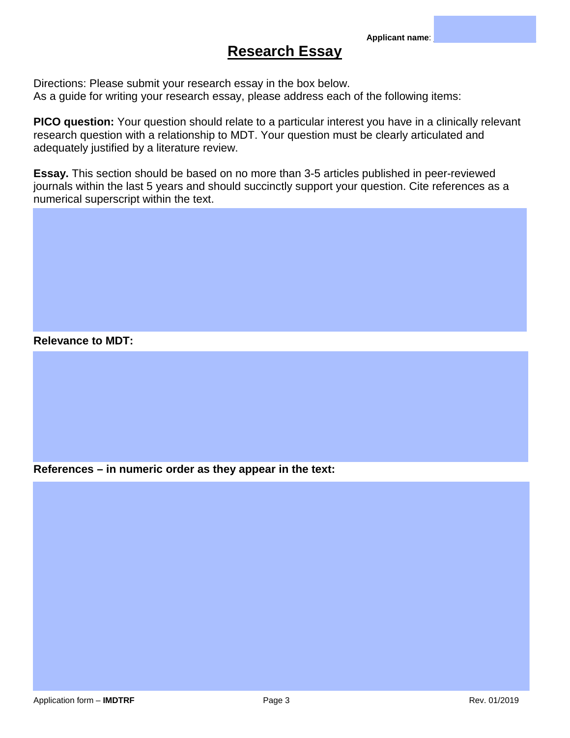Applicant name:

# Research Essay

Directions: Please submit your research essay in the box below.
As a guide for writing your research essay, please address each of the following items:

**PICO question:** Your question should relate to a particular interest you have in a clinically relevant research question with a relationship to MDT. Your question must be clearly articulated and adequately justified by a literature review.

**Essay.** This section should be based on no more than 3-5 articles published in peer-reviewed journals within the last 5 years and should succinctly support your question. Cite references as a numerical superscript within the text.

**Relevance to MDT:**

**References – in numeric order as they appear in the text:**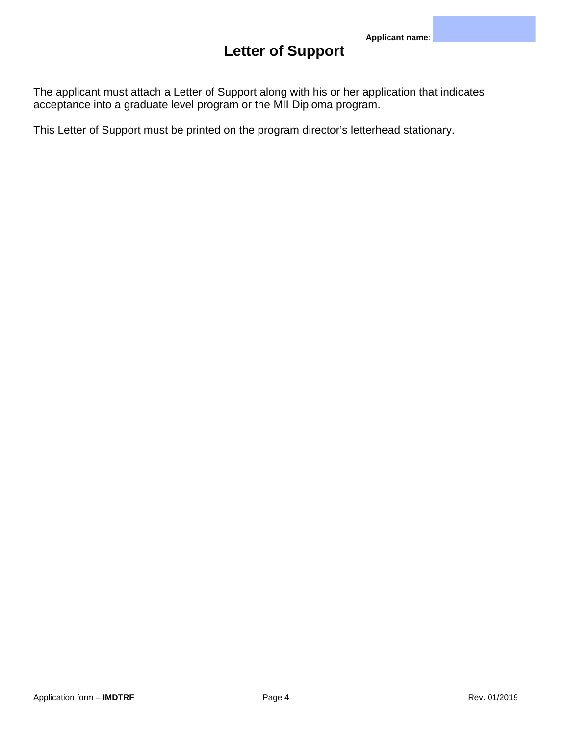**Applicant name**: 

# Letter of Support

The applicant must attach a Letter of Support along with his or her application that indicates acceptance into a graduate level program or the MII Diploma program.

This Letter of Support must be printed on the program director's letterhead stationary.